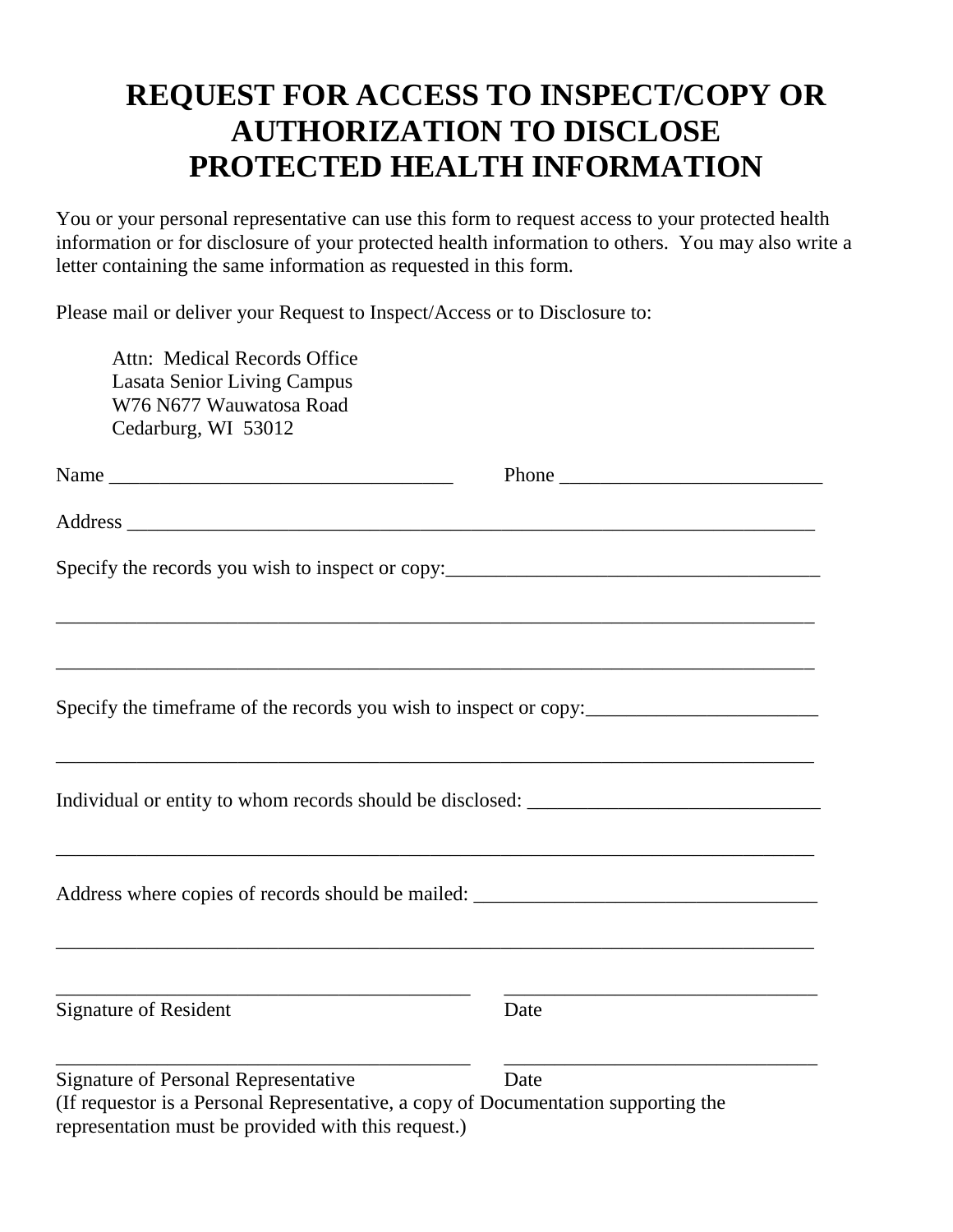# REQUEST FOR ACCESS TO INSPECT/COPY OR AUTHORIZATION TO DISCLOSE PROTECTED HEALTH INFORMATION

You or your personal representative can use this form to request access to your protected health information or for disclosure of your protected health information to others. You may also write a letter containing the same information as requested in this form.

Please mail or deliver your Request to Inspect/Access or to Disclosure to:

> Attn: Medical Records Office
> Lasata Senior Living Campus
> W76 N677 Wauwatosa Road
> Cedarburg, WI 53012

Name ___________________________________ Phone ___________________________

Address ___________________________________________________________________________

Specify the records you wish to inspect or copy:______________________________________

_______________________________________________________________________________

_______________________________________________________________________________

Specify the timeframe of the records you wish to inspect or copy:________________________

_______________________________________________________________________________

Individual or entity to whom records should be disclosed: ______________________________

_______________________________________________________________________________

Address where copies of records should be mailed: ___________________________________

_______________________________________________________________________________

____________________________________________ _________________________________
Signature of Resident Date

____________________________________________ _________________________________
Signature of Personal Representative Date

(If requestor is a Personal Representative, a copy of Documentation supporting the representation must be provided with this request.)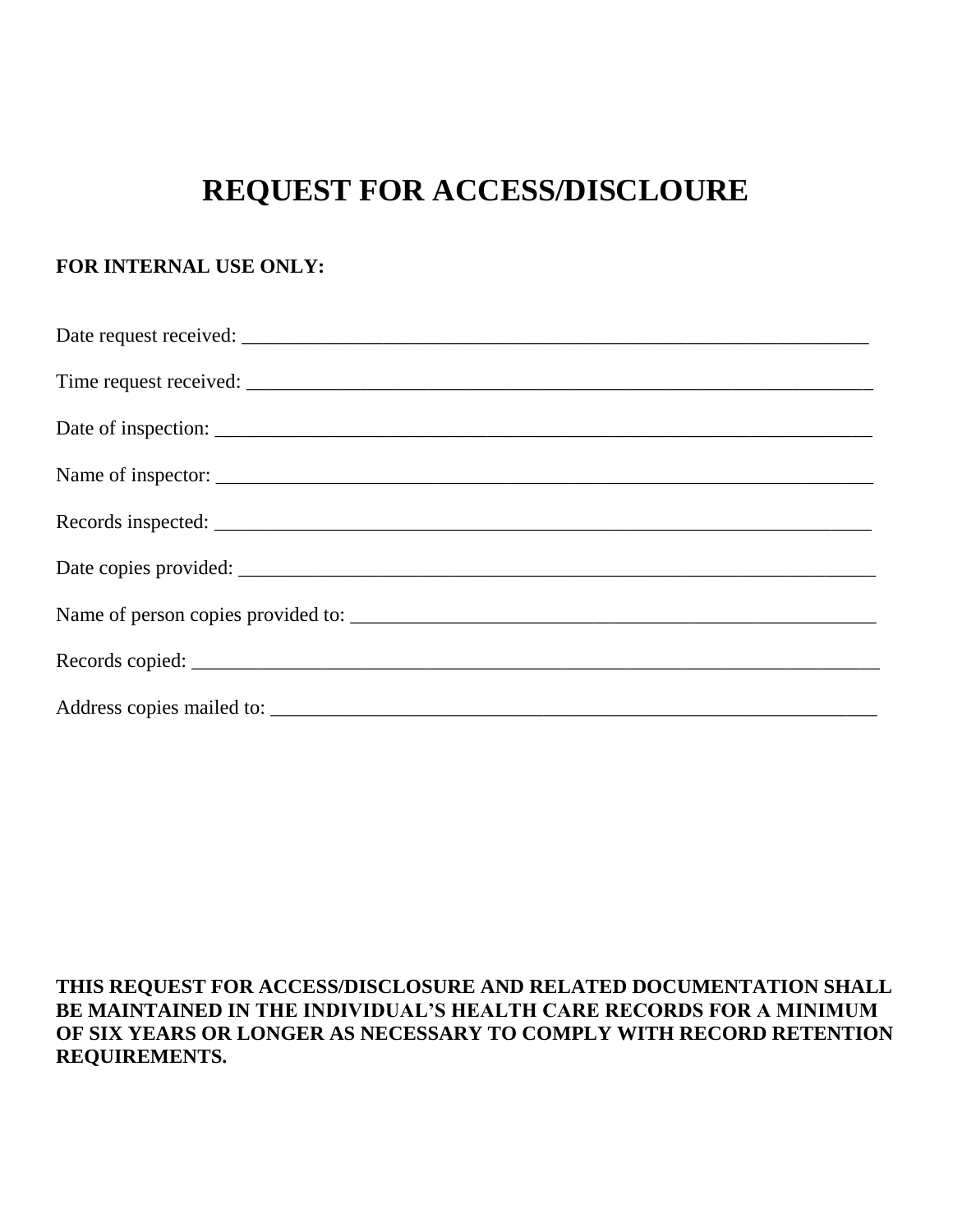# REQUEST FOR ACCESS/DISCLOURE

**FOR INTERNAL USE ONLY:**

Date request received: ___________________________________________________________

Time request received: ___________________________________________________________

Date of inspection: ______________________________________________________________

Name of inspector: ______________________________________________________________

Records inspected: ______________________________________________________________

Date copies provided: ____________________________________________________________

Name of person copies provided to: ________________________________________________

Records copied: _________________________________________________________________

Address copies mailed to: _________________________________________________________

**THIS REQUEST FOR ACCESS/DISCLOSURE AND RELATED DOCUMENTATION SHALL BE MAINTAINED IN THE INDIVIDUAL'S HEALTH CARE RECORDS FOR A MINIMUM OF SIX YEARS OR LONGER AS NECESSARY TO COMPLY WITH RECORD RETENTION REQUIREMENTS.**